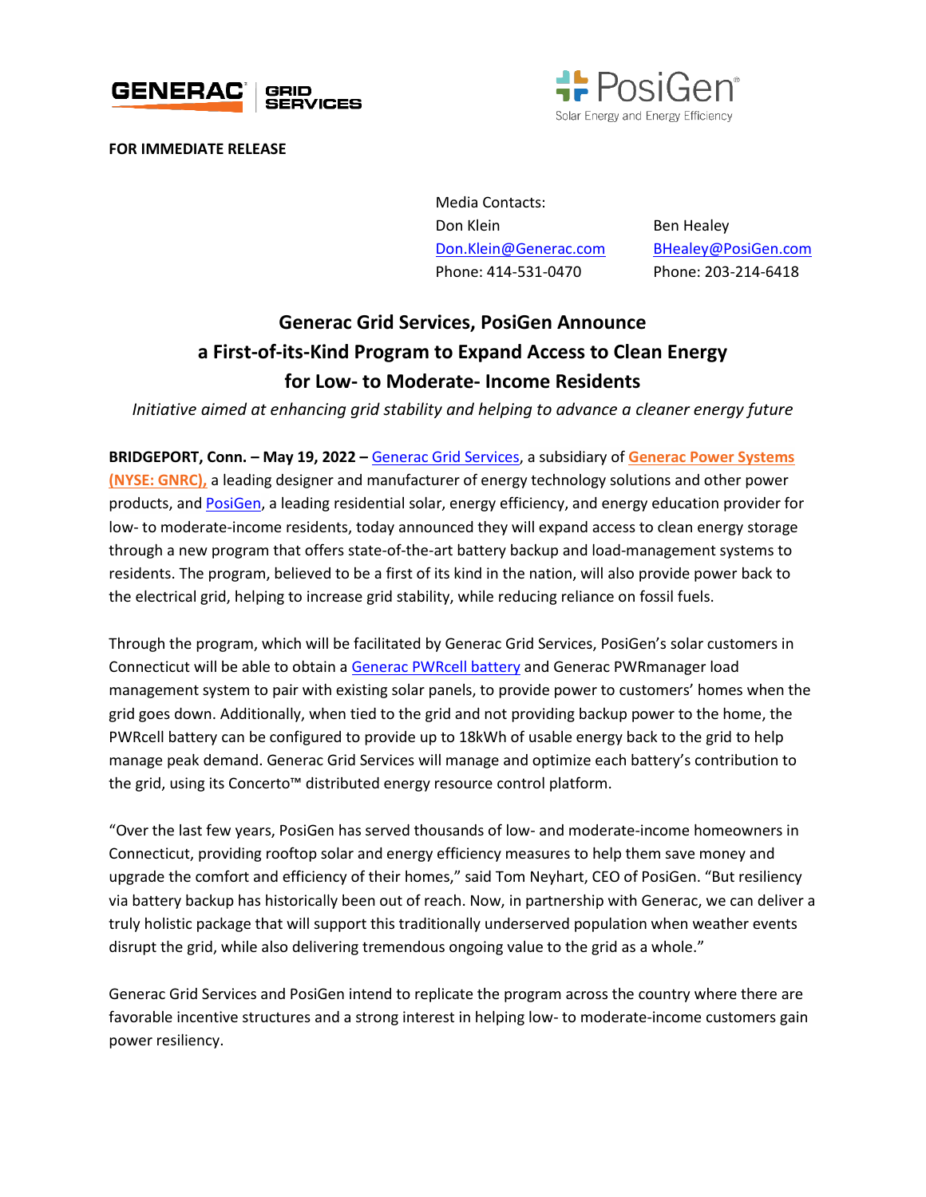**FOR IMMEDIATE RELEASE**

Media Contacts:

| Don Klein | Ben Healey |
| --- | --- |
| Don.Klein@Generac.com | BHealey@PosiGen.com |
| Phone: 414-531-0470 | Phone: 203-214-6418 |

# Generac Grid Services, PosiGen Announce a First-of-its-Kind Program to Expand Access to Clean Energy for Low- to Moderate- Income Residents

*Initiative aimed at enhancing grid stability and helping to advance a cleaner energy future*

**BRIDGEPORT, Conn. – May 19, 2022 –** Generac Grid Services, a subsidiary of **Generac Power Systems (NYSE: GNRC),** a leading designer and manufacturer of energy technology solutions and other power products, and PosiGen, a leading residential solar, energy efficiency, and energy education provider for low- to moderate-income residents, today announced they will expand access to clean energy storage through a new program that offers state-of-the-art battery backup and load-management systems to residents. The program, believed to be a first of its kind in the nation, will also provide power back to the electrical grid, helping to increase grid stability, while reducing reliance on fossil fuels.

Through the program, which will be facilitated by Generac Grid Services, PosiGen's solar customers in Connecticut will be able to obtain a Generac PWRcell battery and Generac PWRmanager load management system to pair with existing solar panels, to provide power to customers' homes when the grid goes down. Additionally, when tied to the grid and not providing backup power to the home, the PWRcell battery can be configured to provide up to 18kWh of usable energy back to the grid to help manage peak demand. Generac Grid Services will manage and optimize each battery's contribution to the grid, using its Concerto™ distributed energy resource control platform.

"Over the last few years, PosiGen has served thousands of low- and moderate-income homeowners in Connecticut, providing rooftop solar and energy efficiency measures to help them save money and upgrade the comfort and efficiency of their homes," said Tom Neyhart, CEO of PosiGen. "But resiliency via battery backup has historically been out of reach. Now, in partnership with Generac, we can deliver a truly holistic package that will support this traditionally underserved population when weather events disrupt the grid, while also delivering tremendous ongoing value to the grid as a whole."

Generac Grid Services and PosiGen intend to replicate the program across the country where there are favorable incentive structures and a strong interest in helping low- to moderate-income customers gain power resiliency.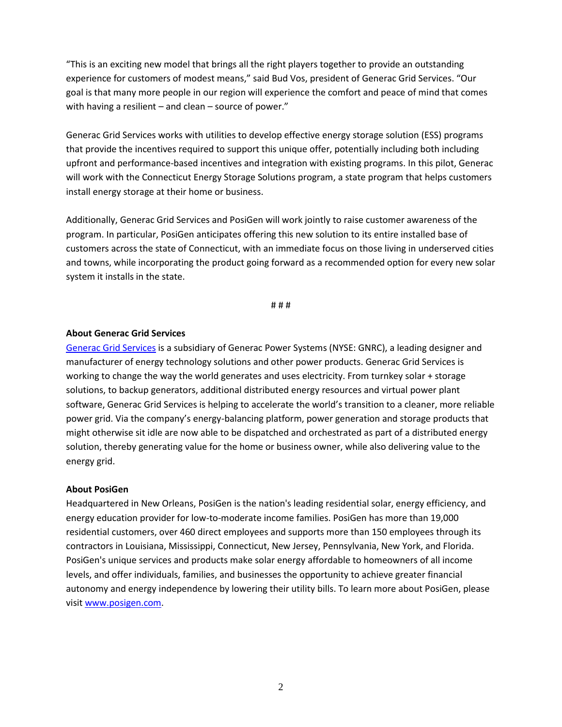"This is an exciting new model that brings all the right players together to provide an outstanding experience for customers of modest means," said Bud Vos, president of Generac Grid Services. "Our goal is that many more people in our region will experience the comfort and peace of mind that comes with having a resilient – and clean – source of power."

Generac Grid Services works with utilities to develop effective energy storage solution (ESS) programs that provide the incentives required to support this unique offer, potentially including both including upfront and performance-based incentives and integration with existing programs. In this pilot, Generac will work with the Connecticut Energy Storage Solutions program, a state program that helps customers install energy storage at their home or business.

Additionally, Generac Grid Services and PosiGen will work jointly to raise customer awareness of the program. In particular, PosiGen anticipates offering this new solution to its entire installed base of customers across the state of Connecticut, with an immediate focus on those living in underserved cities and towns, while incorporating the product going forward as a recommended option for every new solar system it installs in the state.

# # #

**About Generac Grid Services**

[Generac Grid Services](#) is a subsidiary of Generac Power Systems (NYSE: GNRC), a leading designer and manufacturer of energy technology solutions and other power products. Generac Grid Services is working to change the way the world generates and uses electricity. From turnkey solar + storage solutions, to backup generators, additional distributed energy resources and virtual power plant software, Generac Grid Services is helping to accelerate the world's transition to a cleaner, more reliable power grid. Via the company's energy-balancing platform, power generation and storage products that might otherwise sit idle are now able to be dispatched and orchestrated as part of a distributed energy solution, thereby generating value for the home or business owner, while also delivering value to the energy grid.

**About PosiGen**

Headquartered in New Orleans, PosiGen is the nation's leading residential solar, energy efficiency, and energy education provider for low-to-moderate income families. PosiGen has more than 19,000 residential customers, over 460 direct employees and supports more than 150 employees through its contractors in Louisiana, Mississippi, Connecticut, New Jersey, Pennsylvania, New York, and Florida. PosiGen's unique services and products make solar energy affordable to homeowners of all income levels, and offer individuals, families, and businesses the opportunity to achieve greater financial autonomy and energy independence by lowering their utility bills. To learn more about PosiGen, please visit [www.posigen.com](http://www.posigen.com).